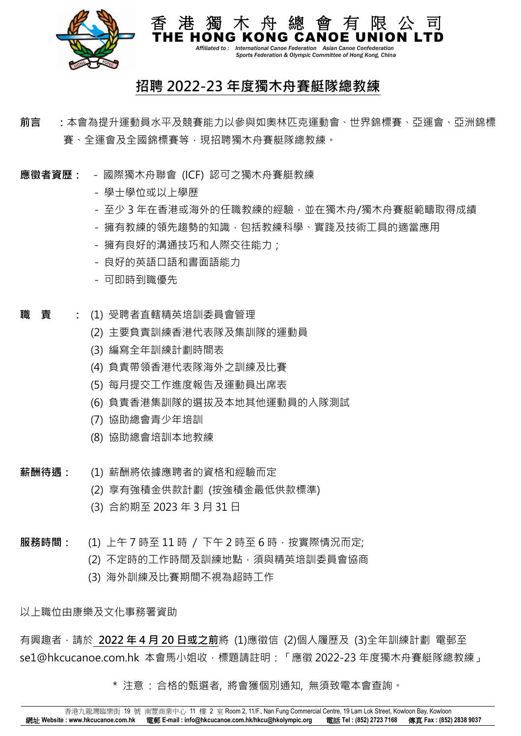香港獨木舟總會有限公司
THE HONG KONG CANOE UNION LTD

*Affiliated to : International Canoe Federation Asian Canoe Confederation Sports Federation & Olympic Committee of Hong Kong, China*

# 招聘 2022-23 年度獨木舟賽艇隊總教練

**前言**：本會為提升運動員水平及競賽能力以參與如奧林匹克運動會、世界錦標賽、亞運會、亞洲錦標賽、全運會及全國錦標賽等，現招聘獨木舟賽艇隊總教練。

**應徵者資歷：**

- 國際獨木舟聯會 (ICF) 認可之獨木舟賽艇教練
- 學士學位或以上學歷
- 至少 3 年在香港或海外的任職教練的經驗，並在獨木舟/獨木舟賽艇範疇取得成績
- 擁有教練的領先趨勢的知識，包括教練科學、實踐及技術工具的適當應用
- 擁有良好的溝通技巧和人際交往能力；
- 良好的英語口語和書面語能力
- 可即時到職優先

**職　責：**

(1) 受聘者直轄精英培訓委員會管理
(2) 主要負責訓練香港代表隊及集訓隊的運動員
(3) 編寫全年訓練計劃時間表
(4) 負責帶領香港代表隊海外之訓練及比賽
(5) 每月提交工作進度報告及運動員出席表
(6) 負責香港集訓隊的選拔及本地其他運動員的入隊測試
(7) 協助總會青少年培訓
(8) 協助總會培訓本地教練

**薪酬待遇：**

(1) 薪酬將依據應聘者的資格和經驗而定
(2) 享有強積金供款計劃 (按強積金最低供款標準)
(3) 合約期至 2023 年 3 月 31 日

**服務時間：**

(1) 上午 7 時至 11 時 / 下午 2 時至 6 時，按實際情況而定;
(2) 不定時的工作時間及訓練地點，須與精英培訓委員會協商
(3) 海外訓練及比賽期間不視為超時工作

以上職位由康樂及文化事務署資助

有興趣者，請於 **2022 年 4 月 20 日或之前**將 (1)應徵信 (2)個人履歷及 (3)全年訓練計劃 電郵至 se1@hkcucanoe.com.hk 本會馬小姐收，標題請註明：「應徵 2022-23 年度獨木舟賽艇隊總教練」

\* 注意 : 合格的甄選者, 將會獲個別通知, 無須致電本會查詢。

香港九龍灣臨樂街 19 號 南豐商業中心 11 樓 2 室 Room 2, 11/F., Nan Fung Commercial Centre, 19 Lam Lok Street, Kowloon Bay, Kowloon
**網址 Website : www.hkcucanoe.com.hk 電郵 E-mail : info@hkcucanoe.com.hk/hkcu@hkolympic.org 電話 Tel : (852) 2723 7168 傳真 Fax : (852) 2838 9037**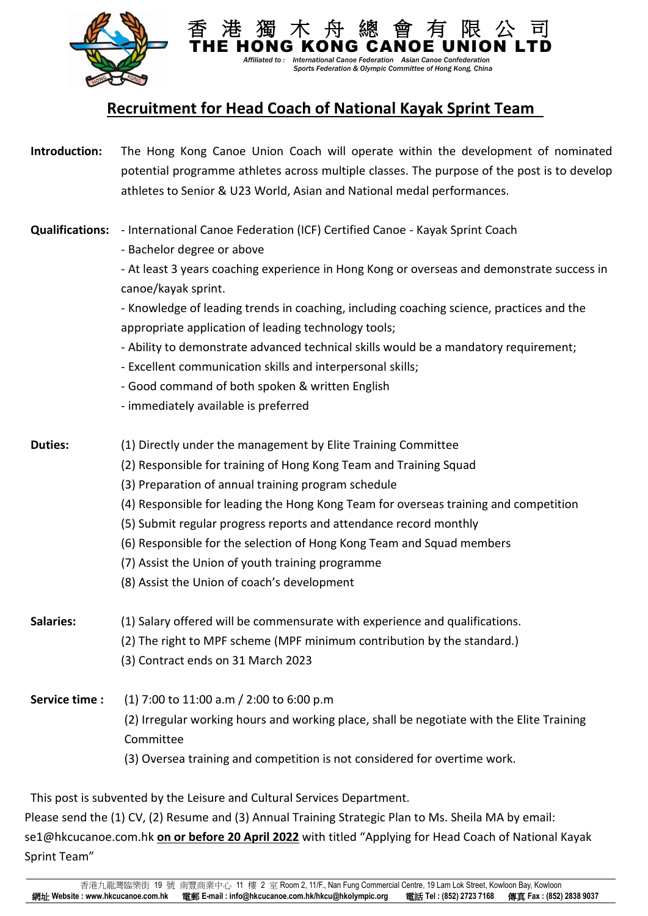香港獨木舟總會有限公司
THE HONG KONG CANOE UNION LTD

*Affiliated to : International Canoe Federation Asian Canoe Confederation Sports Federation & Olympic Committee of Hong Kong, China*

## Recruitment for Head Coach of National Kayak Sprint Team

**Introduction:** The Hong Kong Canoe Union Coach will operate within the development of nominated potential programme athletes across multiple classes. The purpose of the post is to develop athletes to Senior & U23 World, Asian and National medal performances.

**Qualifications:**
- International Canoe Federation (ICF) Certified Canoe - Kayak Sprint Coach
- Bachelor degree or above
- At least 3 years coaching experience in Hong Kong or overseas and demonstrate success in canoe/kayak sprint.
- Knowledge of leading trends in coaching, including coaching science, practices and the appropriate application of leading technology tools;
- Ability to demonstrate advanced technical skills would be a mandatory requirement;
- Excellent communication skills and interpersonal skills;
- Good command of both spoken & written English
- immediately available is preferred

**Duties:**

(1) Directly under the management by Elite Training Committee
(2) Responsible for training of Hong Kong Team and Training Squad
(3) Preparation of annual training program schedule
(4) Responsible for leading the Hong Kong Team for overseas training and competition
(5) Submit regular progress reports and attendance record monthly
(6) Responsible for the selection of Hong Kong Team and Squad members
(7) Assist the Union of youth training programme
(8) Assist the Union of coach's development

**Salaries:**

(1) Salary offered will be commensurate with experience and qualifications.
(2) The right to MPF scheme (MPF minimum contribution by the standard.)
(3) Contract ends on 31 March 2023

**Service time :**

(1) 7:00 to 11:00 a.m / 2:00 to 6:00 p.m
(2) Irregular working hours and working place, shall be negotiate with the Elite Training Committee
(3) Oversea training and competition is not considered for overtime work.

This post is subvented by the Leisure and Cultural Services Department.

Please send the (1) CV, (2) Resume and (3) Annual Training Strategic Plan to Ms. Sheila MA by email: se1@hkcucanoe.com.hk **on or before 20 April 2022** with titled "Applying for Head Coach of National Kayak Sprint Team"

香港九龍灣臨樂街 19 號 南豐商業中心 11 樓 2 室 Room 2, 11/F., Nan Fung Commercial Centre, 19 Lam Lok Street, Kowloon Bay, Kowloon
網址 Website : www.hkcucanoe.com.hk 電郵 E-mail : info@hkcucanoe.com.hk/hkcu@hkolympic.org 電話 Tel : (852) 2723 7168 傳真 Fax : (852) 2838 9037